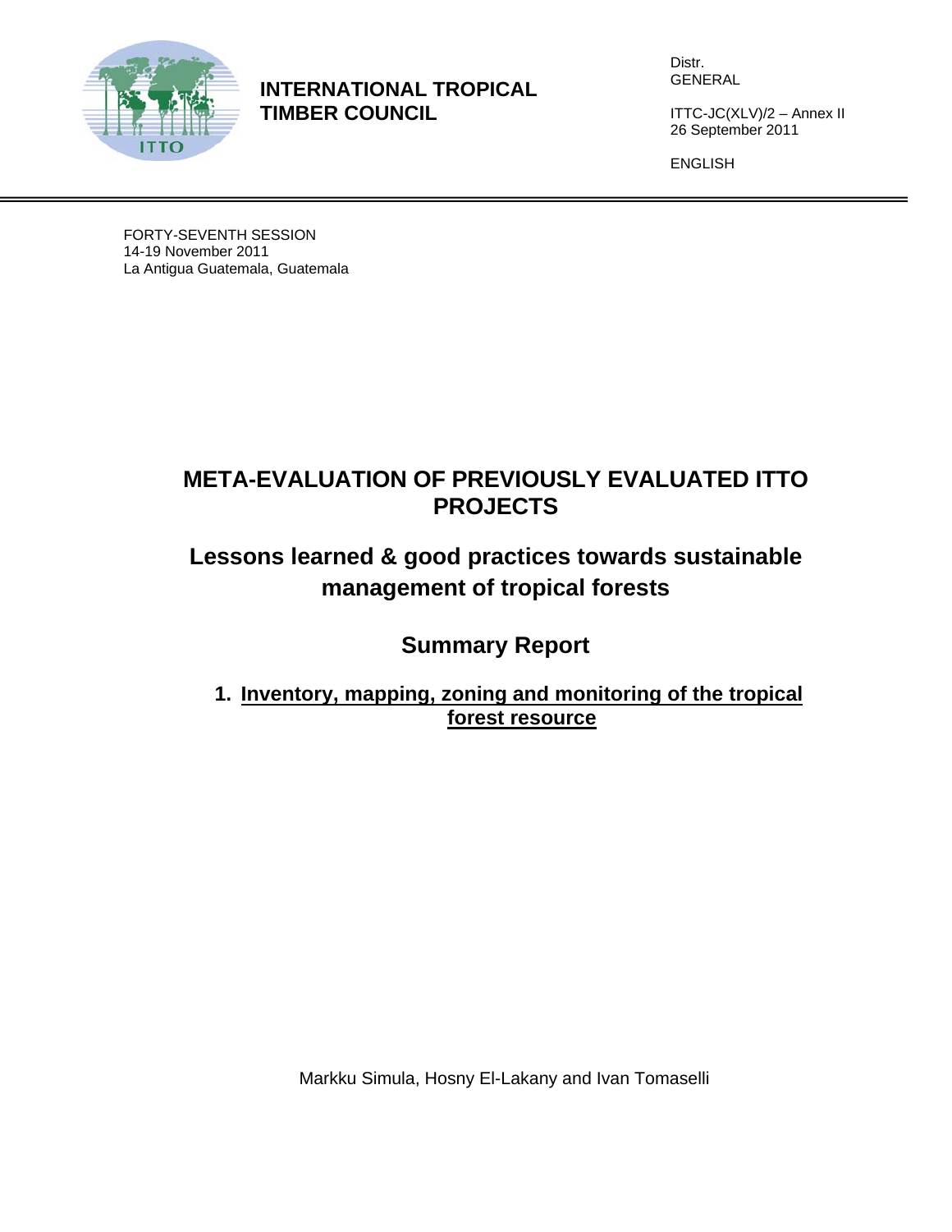**INTERNATIONAL TROPICAL TIMBER COUNCIL**

Distr.
GENERAL

ITTC-JC(XLV)/2 – Annex II
26 September 2011

ENGLISH

FORTY-SEVENTH SESSION
14-19 November 2011
La Antigua Guatemala, Guatemala

# META-EVALUATION OF PREVIOUSLY EVALUATED ITTO PROJECTS

## Lessons learned & good practices towards sustainable management of tropical forests

## Summary Report

### 1. Inventory, mapping, zoning and monitoring of the tropical forest resource

Markku Simula, Hosny El-Lakany and Ivan Tomaselli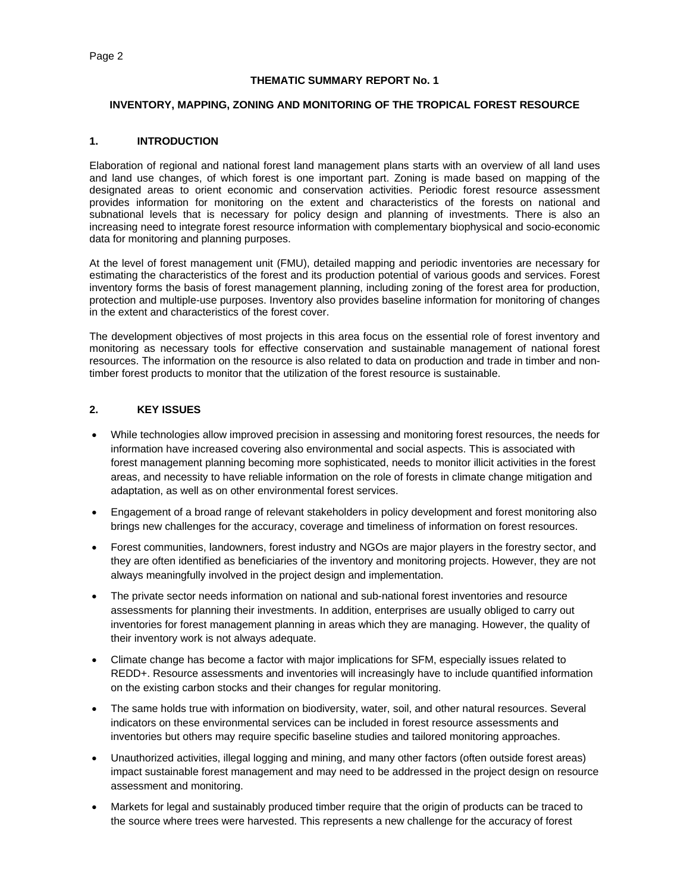**THEMATIC SUMMARY REPORT No. 1**

**INVENTORY, MAPPING, ZONING AND MONITORING OF THE TROPICAL FOREST RESOURCE**

## 1. INTRODUCTION

Elaboration of regional and national forest land management plans starts with an overview of all land uses and land use changes, of which forest is one important part. Zoning is made based on mapping of the designated areas to orient economic and conservation activities. Periodic forest resource assessment provides information for monitoring on the extent and characteristics of the forests on national and subnational levels that is necessary for policy design and planning of investments. There is also an increasing need to integrate forest resource information with complementary biophysical and socio-economic data for monitoring and planning purposes.

At the level of forest management unit (FMU), detailed mapping and periodic inventories are necessary for estimating the characteristics of the forest and its production potential of various goods and services. Forest inventory forms the basis of forest management planning, including zoning of the forest area for production, protection and multiple-use purposes. Inventory also provides baseline information for monitoring of changes in the extent and characteristics of the forest cover.

The development objectives of most projects in this area focus on the essential role of forest inventory and monitoring as necessary tools for effective conservation and sustainable management of national forest resources. The information on the resource is also related to data on production and trade in timber and non-timber forest products to monitor that the utilization of the forest resource is sustainable.

## 2. KEY ISSUES

- While technologies allow improved precision in assessing and monitoring forest resources, the needs for information have increased covering also environmental and social aspects. This is associated with forest management planning becoming more sophisticated, needs to monitor illicit activities in the forest areas, and necessity to have reliable information on the role of forests in climate change mitigation and adaptation, as well as on other environmental forest services.
- Engagement of a broad range of relevant stakeholders in policy development and forest monitoring also brings new challenges for the accuracy, coverage and timeliness of information on forest resources.
- Forest communities, landowners, forest industry and NGOs are major players in the forestry sector, and they are often identified as beneficiaries of the inventory and monitoring projects. However, they are not always meaningfully involved in the project design and implementation.
- The private sector needs information on national and sub-national forest inventories and resource assessments for planning their investments. In addition, enterprises are usually obliged to carry out inventories for forest management planning in areas which they are managing. However, the quality of their inventory work is not always adequate.
- Climate change has become a factor with major implications for SFM, especially issues related to REDD+. Resource assessments and inventories will increasingly have to include quantified information on the existing carbon stocks and their changes for regular monitoring.
- The same holds true with information on biodiversity, water, soil, and other natural resources. Several indicators on these environmental services can be included in forest resource assessments and inventories but others may require specific baseline studies and tailored monitoring approaches.
- Unauthorized activities, illegal logging and mining, and many other factors (often outside forest areas) impact sustainable forest management and may need to be addressed in the project design on resource assessment and monitoring.
- Markets for legal and sustainably produced timber require that the origin of products can be traced to the source where trees were harvested. This represents a new challenge for the accuracy of forest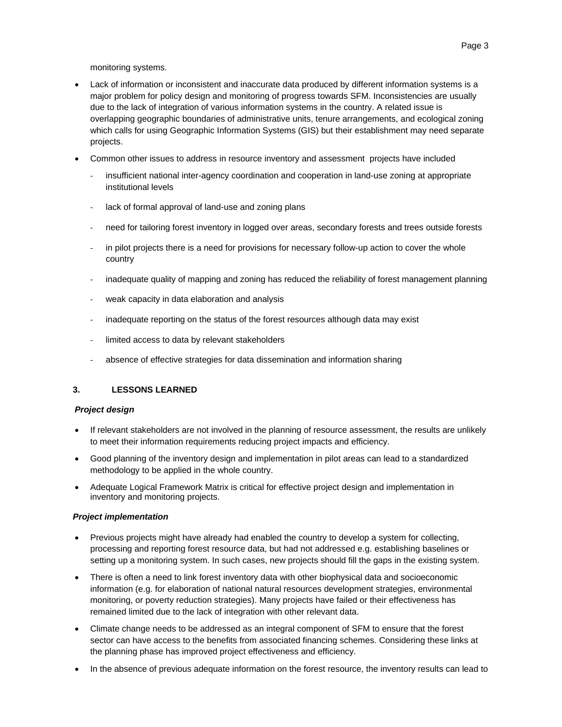monitoring systems.

- Lack of information or inconsistent and inaccurate data produced by different information systems is a major problem for policy design and monitoring of progress towards SFM. Inconsistencies are usually due to the lack of integration of various information systems in the country. A related issue is overlapping geographic boundaries of administrative units, tenure arrangements, and ecological zoning which calls for using Geographic Information Systems (GIS) but their establishment may need separate projects.
- Common other issues to address in resource inventory and assessment projects have included
  - insufficient national inter-agency coordination and cooperation in land-use zoning at appropriate institutional levels
  - lack of formal approval of land-use and zoning plans
  - need for tailoring forest inventory in logged over areas, secondary forests and trees outside forests
  - in pilot projects there is a need for provisions for necessary follow-up action to cover the whole country
  - inadequate quality of mapping and zoning has reduced the reliability of forest management planning
  - weak capacity in data elaboration and analysis
  - inadequate reporting on the status of the forest resources although data may exist
  - limited access to data by relevant stakeholders
  - absence of effective strategies for data dissemination and information sharing

## 3. LESSONS LEARNED

***Project design***

- If relevant stakeholders are not involved in the planning of resource assessment, the results are unlikely to meet their information requirements reducing project impacts and efficiency.
- Good planning of the inventory design and implementation in pilot areas can lead to a standardized methodology to be applied in the whole country.
- Adequate Logical Framework Matrix is critical for effective project design and implementation in inventory and monitoring projects.

***Project implementation***

- Previous projects might have already had enabled the country to develop a system for collecting, processing and reporting forest resource data, but had not addressed e.g. establishing baselines or setting up a monitoring system. In such cases, new projects should fill the gaps in the existing system.
- There is often a need to link forest inventory data with other biophysical data and socioeconomic information (e.g. for elaboration of national natural resources development strategies, environmental monitoring, or poverty reduction strategies). Many projects have failed or their effectiveness has remained limited due to the lack of integration with other relevant data.
- Climate change needs to be addressed as an integral component of SFM to ensure that the forest sector can have access to the benefits from associated financing schemes. Considering these links at the planning phase has improved project effectiveness and efficiency.
- In the absence of previous adequate information on the forest resource, the inventory results can lead to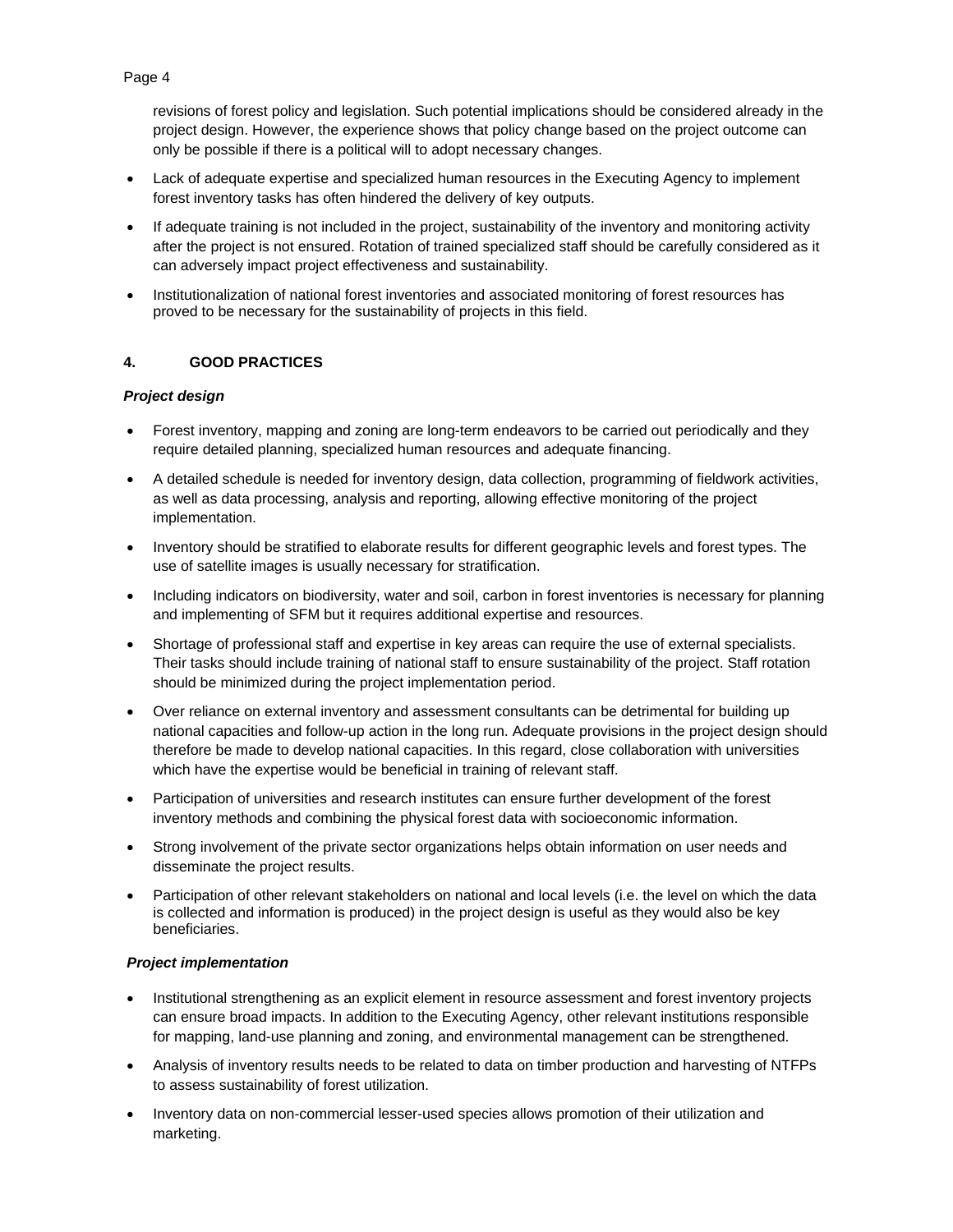revisions of forest policy and legislation. Such potential implications should be considered already in the project design. However, the experience shows that policy change based on the project outcome can only be possible if there is a political will to adopt necessary changes.

- Lack of adequate expertise and specialized human resources in the Executing Agency to implement forest inventory tasks has often hindered the delivery of key outputs.
- If adequate training is not included in the project, sustainability of the inventory and monitoring activity after the project is not ensured. Rotation of trained specialized staff should be carefully considered as it can adversely impact project effectiveness and sustainability.
- Institutionalization of national forest inventories and associated monitoring of forest resources has proved to be necessary for the sustainability of projects in this field.

## 4. GOOD PRACTICES

***Project design***

- Forest inventory, mapping and zoning are long-term endeavors to be carried out periodically and they require detailed planning, specialized human resources and adequate financing.
- A detailed schedule is needed for inventory design, data collection, programming of fieldwork activities, as well as data processing, analysis and reporting, allowing effective monitoring of the project implementation.
- Inventory should be stratified to elaborate results for different geographic levels and forest types. The use of satellite images is usually necessary for stratification.
- Including indicators on biodiversity, water and soil, carbon in forest inventories is necessary for planning and implementing of SFM but it requires additional expertise and resources.
- Shortage of professional staff and expertise in key areas can require the use of external specialists. Their tasks should include training of national staff to ensure sustainability of the project. Staff rotation should be minimized during the project implementation period.
- Over reliance on external inventory and assessment consultants can be detrimental for building up national capacities and follow-up action in the long run. Adequate provisions in the project design should therefore be made to develop national capacities. In this regard, close collaboration with universities which have the expertise would be beneficial in training of relevant staff.
- Participation of universities and research institutes can ensure further development of the forest inventory methods and combining the physical forest data with socioeconomic information.
- Strong involvement of the private sector organizations helps obtain information on user needs and disseminate the project results.
- Participation of other relevant stakeholders on national and local levels (i.e. the level on which the data is collected and information is produced) in the project design is useful as they would also be key beneficiaries.

***Project implementation***

- Institutional strengthening as an explicit element in resource assessment and forest inventory projects can ensure broad impacts. In addition to the Executing Agency, other relevant institutions responsible for mapping, land-use planning and zoning, and environmental management can be strengthened.
- Analysis of inventory results needs to be related to data on timber production and harvesting of NTFPs to assess sustainability of forest utilization.
- Inventory data on non-commercial lesser-used species allows promotion of their utilization and marketing.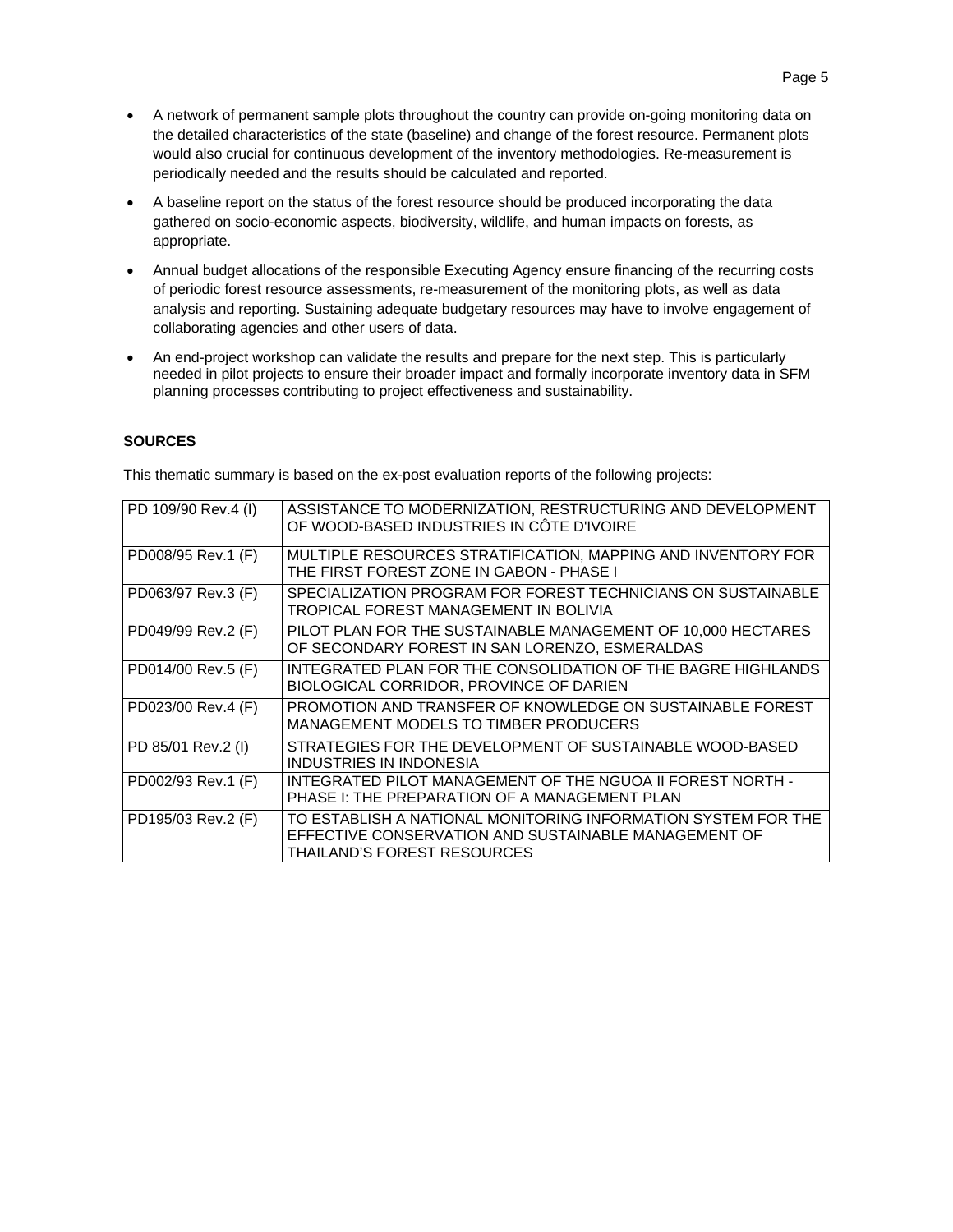- A network of permanent sample plots throughout the country can provide on-going monitoring data on the detailed characteristics of the state (baseline) and change of the forest resource. Permanent plots would also crucial for continuous development of the inventory methodologies. Re-measurement is periodically needed and the results should be calculated and reported.
- A baseline report on the status of the forest resource should be produced incorporating the data gathered on socio-economic aspects, biodiversity, wildlife, and human impacts on forests, as appropriate.
- Annual budget allocations of the responsible Executing Agency ensure financing of the recurring costs of periodic forest resource assessments, re-measurement of the monitoring plots, as well as data analysis and reporting. Sustaining adequate budgetary resources may have to involve engagement of collaborating agencies and other users of data.
- An end-project workshop can validate the results and prepare for the next step. This is particularly needed in pilot projects to ensure their broader impact and formally incorporate inventory data in SFM planning processes contributing to project effectiveness and sustainability.

**SOURCES**

This thematic summary is based on the ex-post evaluation reports of the following projects:

| | |
|---|---|
| PD 109/90 Rev.4 (I) | ASSISTANCE TO MODERNIZATION, RESTRUCTURING AND DEVELOPMENT OF WOOD-BASED INDUSTRIES IN CÔTE D'IVOIRE |
| PD008/95 Rev.1 (F) | MULTIPLE RESOURCES STRATIFICATION, MAPPING AND INVENTORY FOR THE FIRST FOREST ZONE IN GABON - PHASE I |
| PD063/97 Rev.3 (F) | SPECIALIZATION PROGRAM FOR FOREST TECHNICIANS ON SUSTAINABLE TROPICAL FOREST MANAGEMENT IN BOLIVIA |
| PD049/99 Rev.2 (F) | PILOT PLAN FOR THE SUSTAINABLE MANAGEMENT OF 10,000 HECTARES OF SECONDARY FOREST IN SAN LORENZO, ESMERALDAS |
| PD014/00 Rev.5 (F) | INTEGRATED PLAN FOR THE CONSOLIDATION OF THE BAGRE HIGHLANDS BIOLOGICAL CORRIDOR, PROVINCE OF DARIEN |
| PD023/00 Rev.4 (F) | PROMOTION AND TRANSFER OF KNOWLEDGE ON SUSTAINABLE FOREST MANAGEMENT MODELS TO TIMBER PRODUCERS |
| PD 85/01 Rev.2 (I) | STRATEGIES FOR THE DEVELOPMENT OF SUSTAINABLE WOOD-BASED INDUSTRIES IN INDONESIA |
| PD002/93 Rev.1 (F) | INTEGRATED PILOT MANAGEMENT OF THE NGUOA II FOREST NORTH - PHASE I: THE PREPARATION OF A MANAGEMENT PLAN |
| PD195/03 Rev.2 (F) | TO ESTABLISH A NATIONAL MONITORING INFORMATION SYSTEM FOR THE EFFECTIVE CONSERVATION AND SUSTAINABLE MANAGEMENT OF THAILAND'S FOREST RESOURCES |